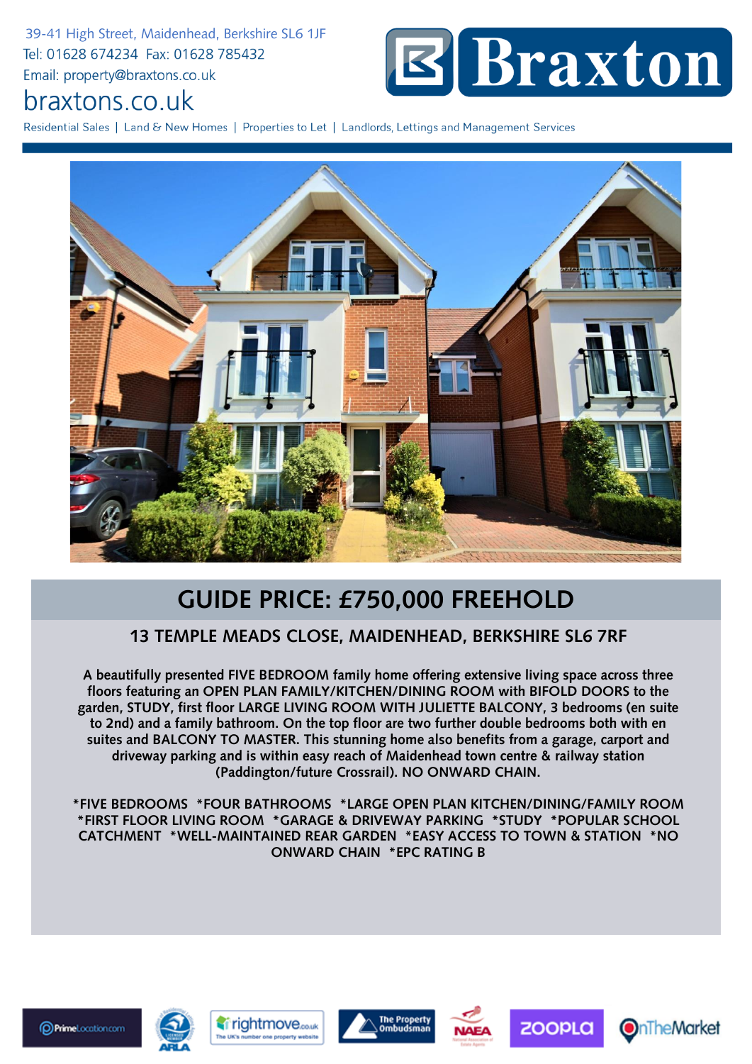39-41 High Street, Maidenhead, Berkshire SL6 1JF
Tel: 01628 674234 Fax: 01628 785432
Email: property@braxtons.co.uk

braxtons.co.uk

Braxton

Residential Sales | Land & New Homes | Properties to Let | Landlords, Lettings and Management Services

# GUIDE PRICE: £750,000 FREEHOLD

## 13 TEMPLE MEADS CLOSE, MAIDENHEAD, BERKSHIRE SL6 7RF

A beautifully presented FIVE BEDROOM family home offering extensive living space across three floors featuring an OPEN PLAN FAMILY/KITCHEN/DINING ROOM with BIFOLD DOORS to the garden, STUDY, first floor LARGE LIVING ROOM WITH JULIETTE BALCONY, 3 bedrooms (en suite to 2nd) and a family bathroom. On the top floor are two further double bedrooms both with en suites and BALCONY TO MASTER. This stunning home also benefits from a garage, carport and driveway parking and is within easy reach of Maidenhead town centre & railway station (Paddington/future Crossrail). NO ONWARD CHAIN.

*FIVE BEDROOMS *FOUR BATHROOMS *LARGE OPEN PLAN KITCHEN/DINING/FAMILY ROOM *FIRST FLOOR LIVING ROOM *GARAGE & DRIVEWAY PARKING *STUDY *POPULAR SCHOOL CATCHMENT *WELL-MAINTAINED REAR GARDEN *EASY ACCESS TO TOWN & STATION *NO ONWARD CHAIN *EPC RATING B

PrimeLocation.com | ARLA | rightmove.co.uk | The Property Ombudsman | NAEA | ZOOPLA | OnTheMarket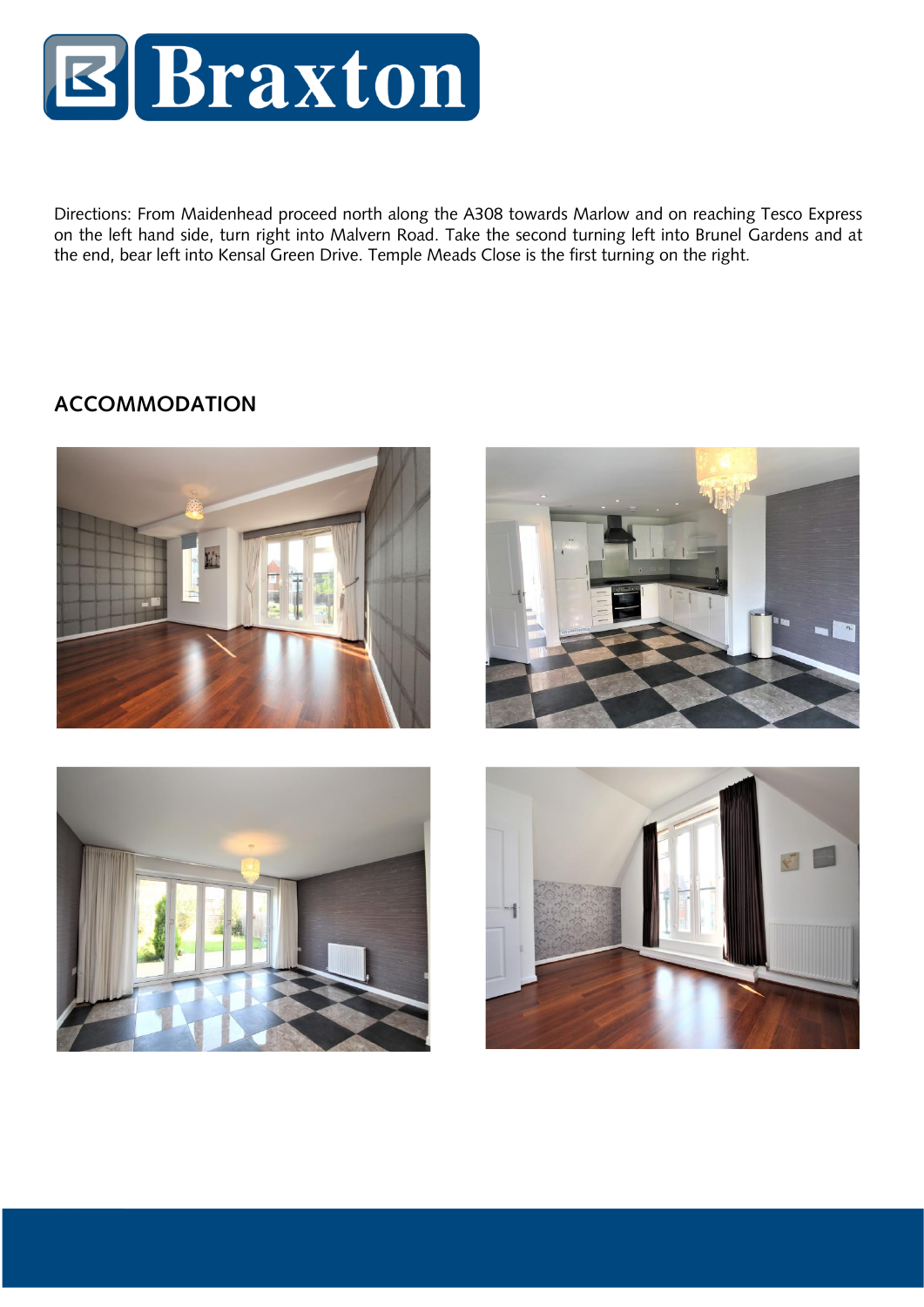Directions: From Maidenhead proceed north along the A308 towards Marlow and on reaching Tesco Express on the left hand side, turn right into Malvern Road. Take the second turning left into Brunel Gardens and at the end, bear left into Kensal Green Drive. Temple Meads Close is the first turning on the right.

## ACCOMMODATION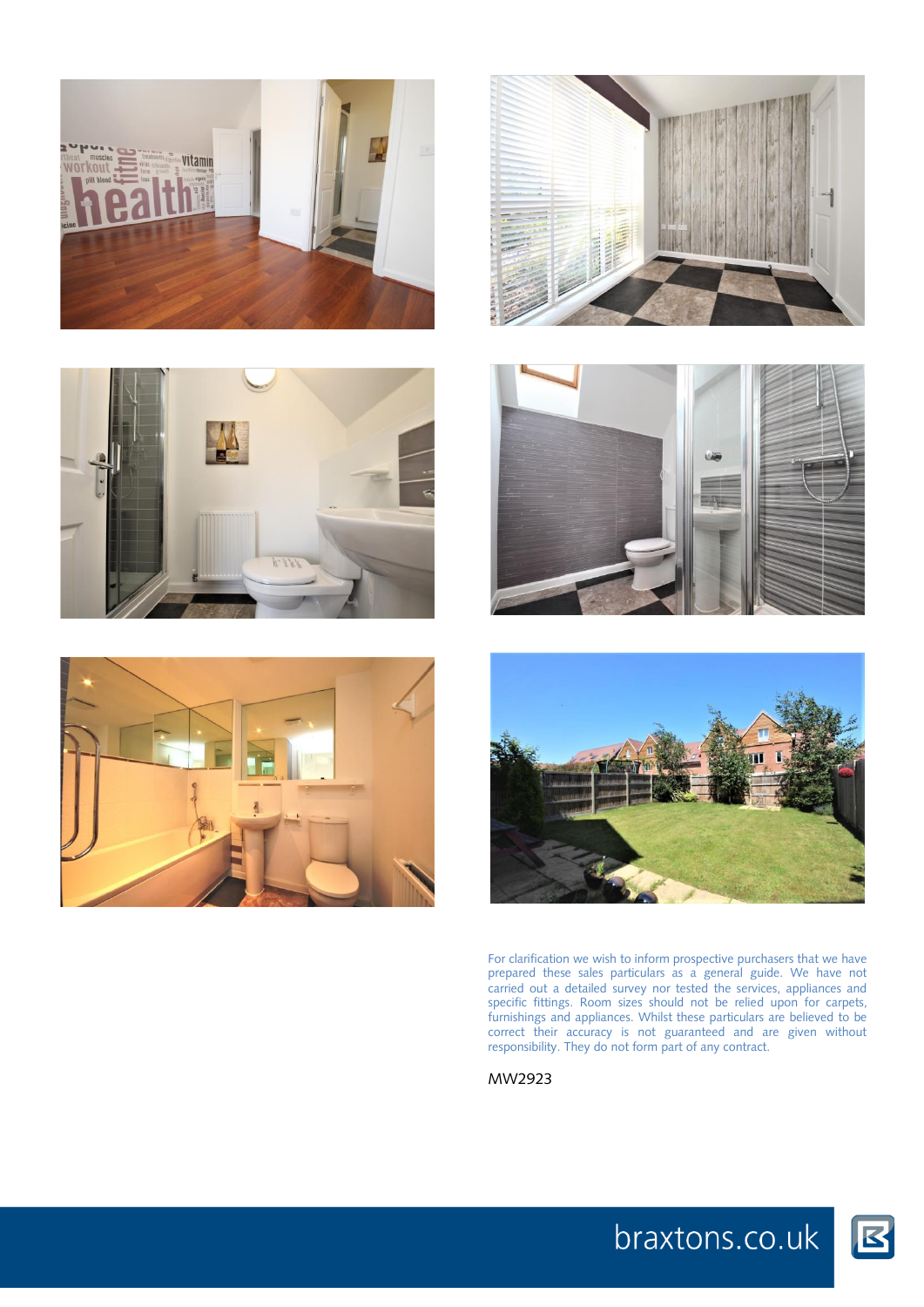For clarification we wish to inform prospective purchasers that we have prepared these sales particulars as a general guide. We have not carried out a detailed survey nor tested the services, appliances and specific fittings. Room sizes should not be relied upon for carpets, furnishings and appliances. Whilst these particulars are believed to be correct their accuracy is not guaranteed and are given without responsibility. They do not form part of any contract.

MW2923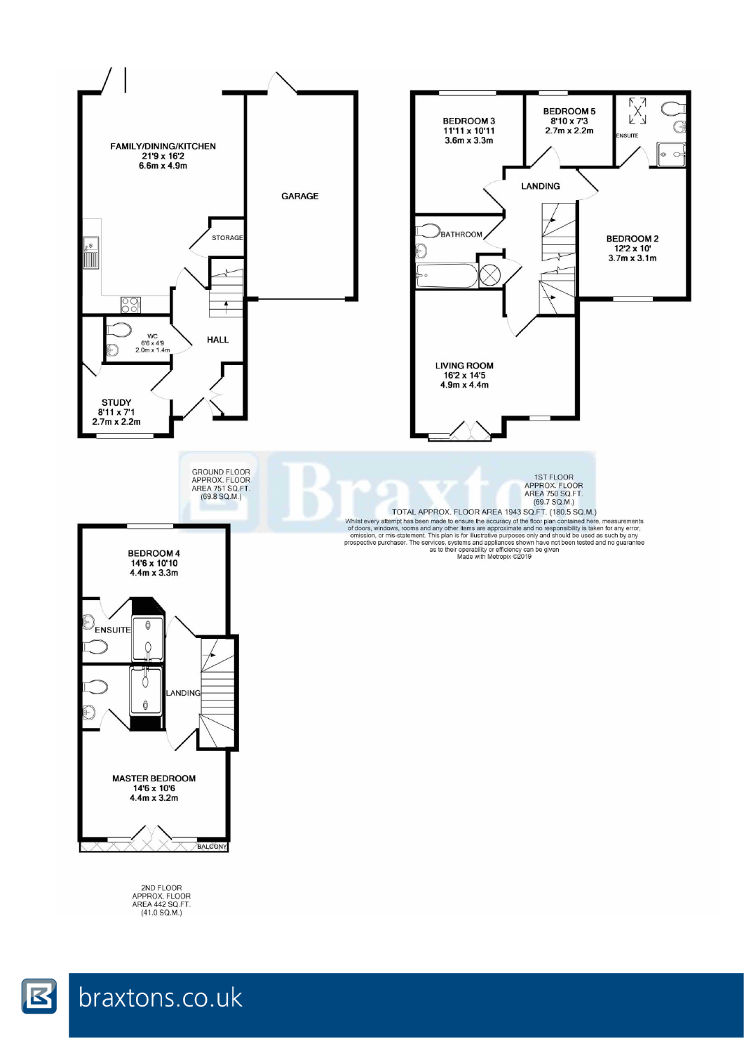FAMILY/DINING/KITCHEN
21'9 x 16'2
6.6m x 4.9m

GARAGE

STORAGE

WC
6'6 x 4'9
2.0m x 1.4m

HALL

STUDY
8'11 x 7'1
2.7m x 2.2m

GROUND FLOOR
APPROX. FLOOR
AREA 751 SQ.FT.
(69.8 SQ.M.)

BEDROOM 3
11'11 x 10'11
3.6m x 3.3m

BEDROOM 5
8'10 x 7'3
2.7m x 2.2m

ENSUITE

LANDING

BATHROOM

BEDROOM 2
12'2 x 10'
3.7m x 3.1m

LIVING ROOM
16'2 x 14'5
4.9m x 4.4m

1ST FLOOR
APPROX. FLOOR
AREA 750 SQ.FT.
(69.7 SQ.M.)

TOTAL APPROX. FLOOR AREA 1943 SQ.FT. (180.5 SQ.M.)

Whilst every attempt has been made to ensure the accuracy of the floor plan contained here, measurements of doors, windows, rooms and any other items are approximate and no responsibility is taken for any error, omission, or mis-statement. This plan is for illustrative purposes only and should be used as such by any prospective purchaser. The services, systems and appliances shown have not been tested and no guarantee as to their operability or efficiency can be given
Made with Metropix ©2019

BEDROOM 4
14'6 x 10'10
4.4m x 3.3m

ENSUITE

LANDING

MASTER BEDROOM
14'6 x 10'6
4.4m x 3.2m

BALCONY

2ND FLOOR
APPROX. FLOOR
AREA 442 SQ.FT.
(41.0 SQ.M.)

braxtons.co.uk